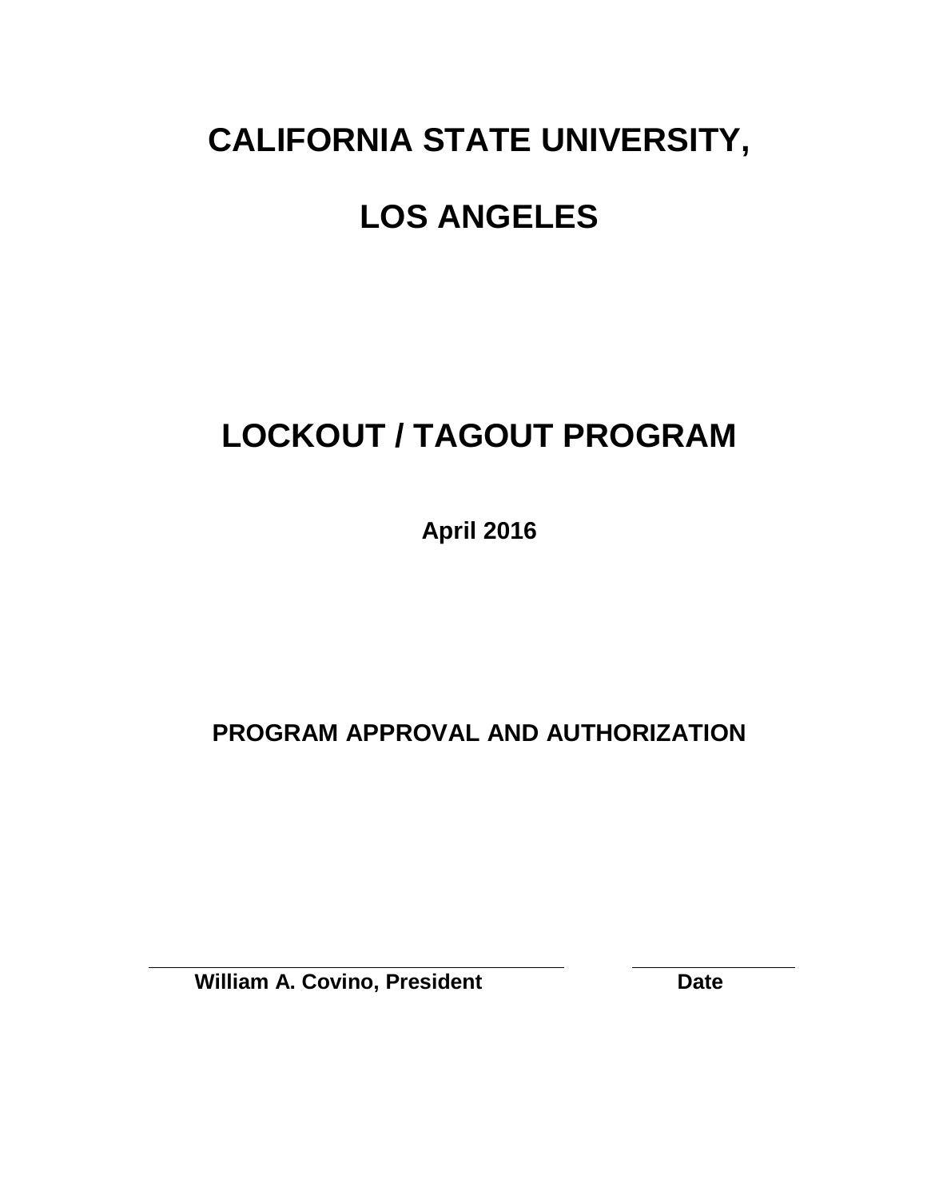# CALIFORNIA STATE UNIVERSITY,

# LOS ANGELES

# LOCKOUT / TAGOUT PROGRAM

**April 2016**

## PROGRAM APPROVAL AND AUTHORIZATION

______________________________ ______________

**William A. Covino, President** **Date**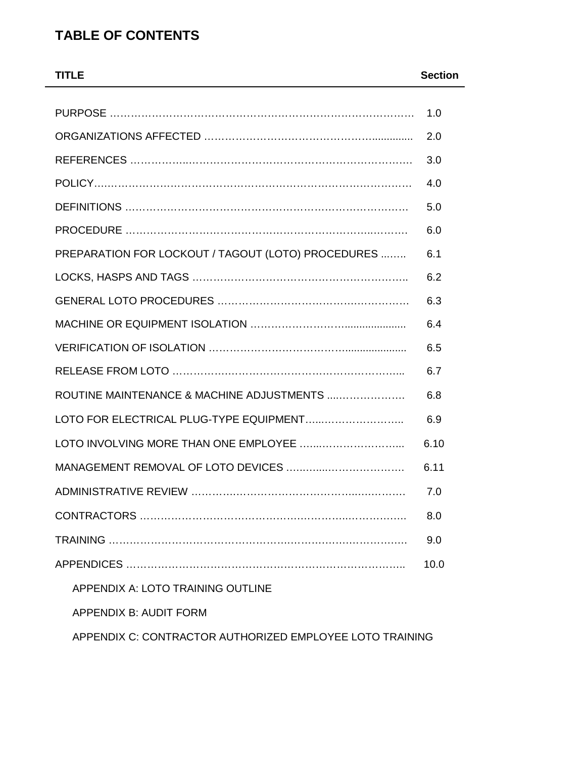# TABLE OF CONTENTS

| TITLE | Section |
|---|---|
| PURPOSE | 1.0 |
| ORGANIZATIONS AFFECTED | 2.0 |
| REFERENCES | 3.0 |
| POLICY | 4.0 |
| DEFINITIONS | 5.0 |
| PROCEDURE | 6.0 |
| PREPARATION FOR LOCKOUT / TAGOUT (LOTO) PROCEDURES | 6.1 |
| LOCKS, HASPS AND TAGS | 6.2 |
| GENERAL LOTO PROCEDURES | 6.3 |
| MACHINE OR EQUIPMENT ISOLATION | 6.4 |
| VERIFICATION OF ISOLATION | 6.5 |
| RELEASE FROM LOTO | 6.7 |
| ROUTINE MAINTENANCE & MACHINE ADJUSTMENTS | 6.8 |
| LOTO FOR ELECTRICAL PLUG-TYPE EQUIPMENT | 6.9 |
| LOTO INVOLVING MORE THAN ONE EMPLOYEE | 6.10 |
| MANAGEMENT REMOVAL OF LOTO DEVICES | 6.11 |
| ADMINISTRATIVE REVIEW | 7.0 |
| CONTRACTORS | 8.0 |
| TRAINING | 9.0 |
| APPENDICES | 10.0 |

- APPENDIX A: LOTO TRAINING OUTLINE
- APPENDIX B: AUDIT FORM
- APPENDIX C: CONTRACTOR AUTHORIZED EMPLOYEE LOTO TRAINING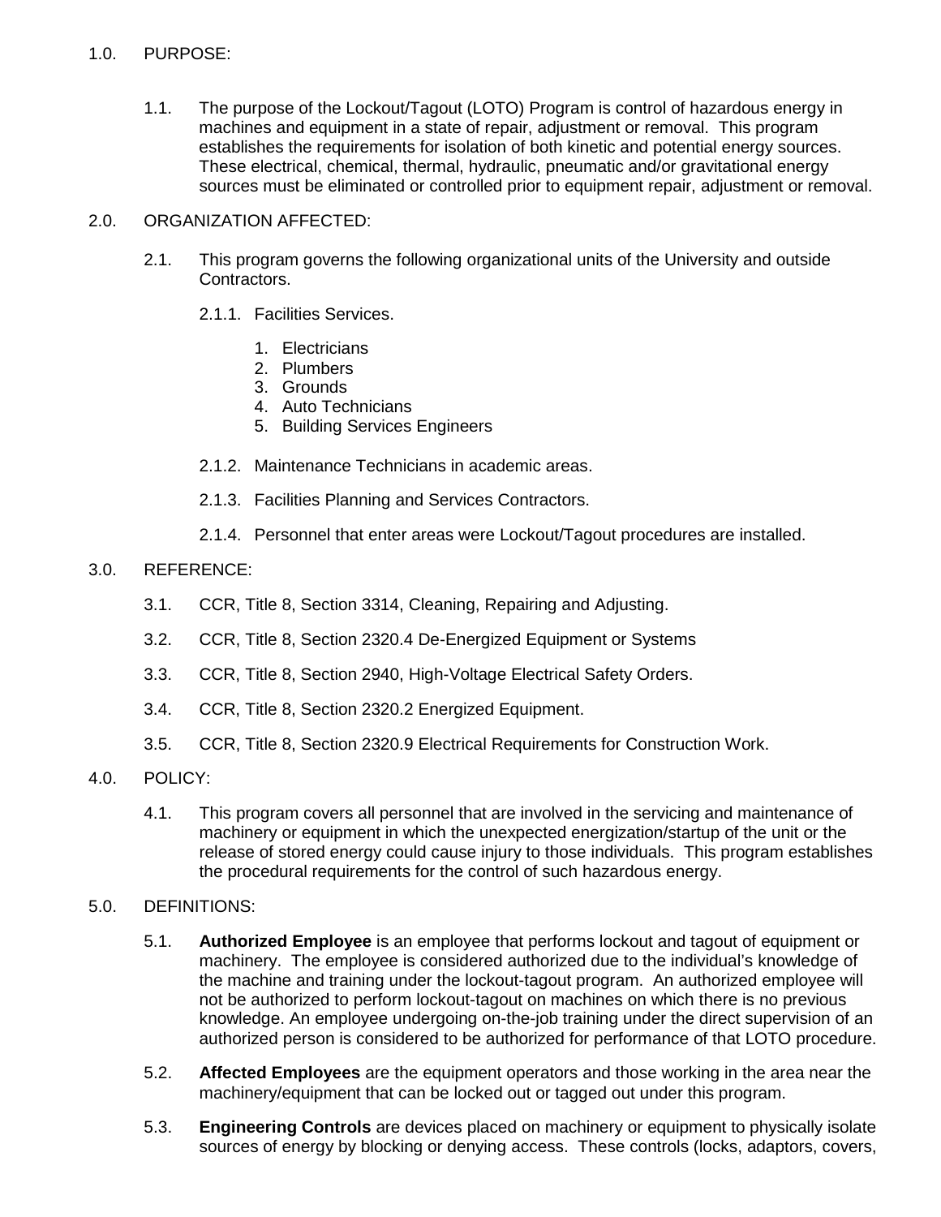1.0. PURPOSE:

1.1. The purpose of the Lockout/Tagout (LOTO) Program is control of hazardous energy in machines and equipment in a state of repair, adjustment or removal. This program establishes the requirements for isolation of both kinetic and potential energy sources. These electrical, chemical, thermal, hydraulic, pneumatic and/or gravitational energy sources must be eliminated or controlled prior to equipment repair, adjustment or removal.

2.0. ORGANIZATION AFFECTED:

2.1. This program governs the following organizational units of the University and outside Contractors.

2.1.1. Facilities Services.

1. Electricians
2. Plumbers
3. Grounds
4. Auto Technicians
5. Building Services Engineers

2.1.2. Maintenance Technicians in academic areas.

2.1.3. Facilities Planning and Services Contractors.

2.1.4. Personnel that enter areas were Lockout/Tagout procedures are installed.

3.0. REFERENCE:

3.1. CCR, Title 8, Section 3314, Cleaning, Repairing and Adjusting.

3.2. CCR, Title 8, Section 2320.4 De-Energized Equipment or Systems

3.3. CCR, Title 8, Section 2940, High-Voltage Electrical Safety Orders.

3.4. CCR, Title 8, Section 2320.2 Energized Equipment.

3.5. CCR, Title 8, Section 2320.9 Electrical Requirements for Construction Work.

4.0. POLICY:

4.1. This program covers all personnel that are involved in the servicing and maintenance of machinery or equipment in which the unexpected energization/startup of the unit or the release of stored energy could cause injury to those individuals. This program establishes the procedural requirements for the control of such hazardous energy.

5.0. DEFINITIONS:

5.1. **Authorized Employee** is an employee that performs lockout and tagout of equipment or machinery. The employee is considered authorized due to the individual's knowledge of the machine and training under the lockout-tagout program. An authorized employee will not be authorized to perform lockout-tagout on machines on which there is no previous knowledge. An employee undergoing on-the-job training under the direct supervision of an authorized person is considered to be authorized for performance of that LOTO procedure.

5.2. **Affected Employees** are the equipment operators and those working in the area near the machinery/equipment that can be locked out or tagged out under this program.

5.3. **Engineering Controls** are devices placed on machinery or equipment to physically isolate sources of energy by blocking or denying access. These controls (locks, adaptors, covers,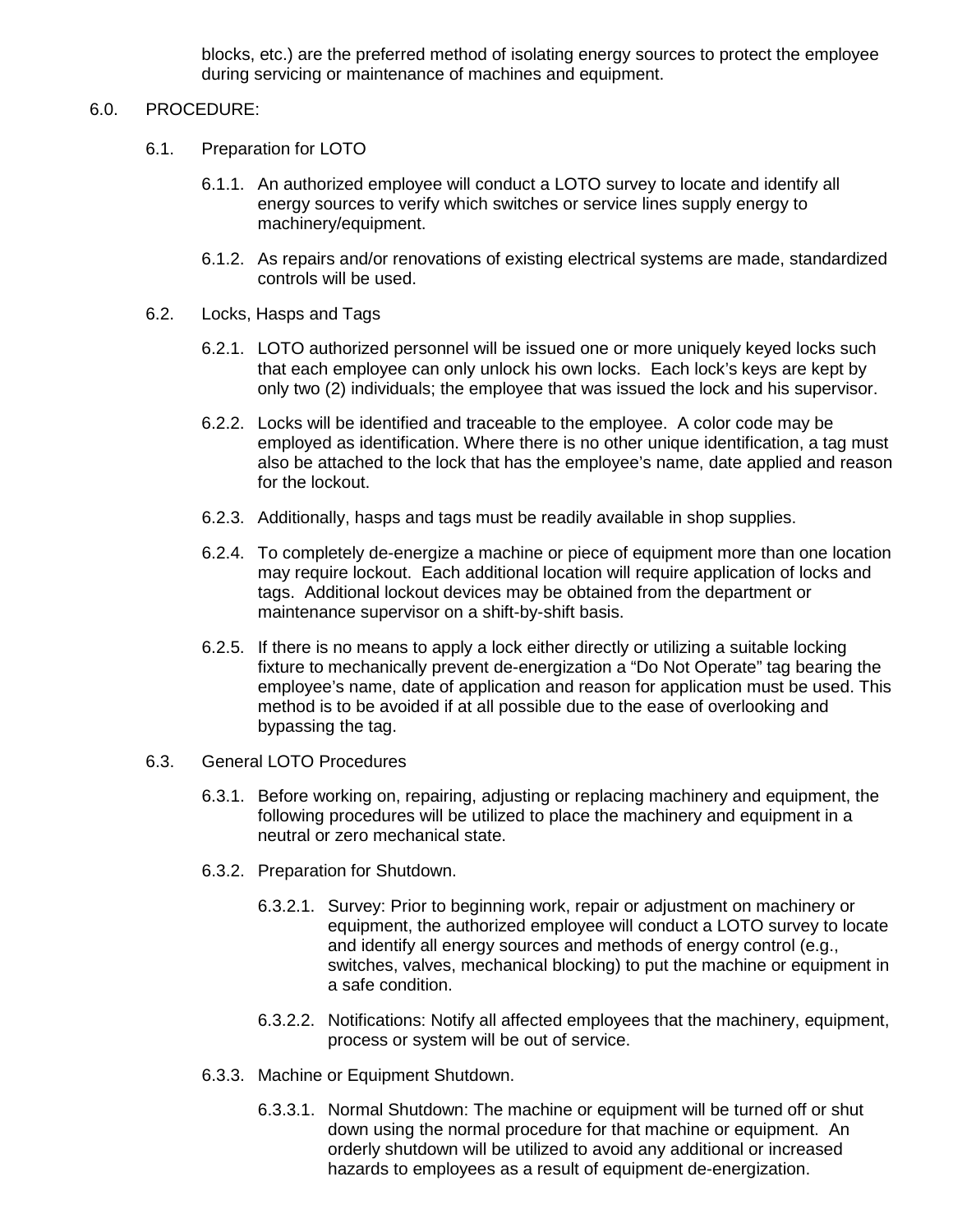blocks, etc.) are the preferred method of isolating energy sources to protect the employee during servicing or maintenance of machines and equipment.

## 6.0. PROCEDURE:

### 6.1. Preparation for LOTO

6.1.1. An authorized employee will conduct a LOTO survey to locate and identify all energy sources to verify which switches or service lines supply energy to machinery/equipment.

6.1.2. As repairs and/or renovations of existing electrical systems are made, standardized controls will be used.

### 6.2. Locks, Hasps and Tags

6.2.1. LOTO authorized personnel will be issued one or more uniquely keyed locks such that each employee can only unlock his own locks. Each lock's keys are kept by only two (2) individuals; the employee that was issued the lock and his supervisor.

6.2.2. Locks will be identified and traceable to the employee. A color code may be employed as identification. Where there is no other unique identification, a tag must also be attached to the lock that has the employee's name, date applied and reason for the lockout.

6.2.3. Additionally, hasps and tags must be readily available in shop supplies.

6.2.4. To completely de-energize a machine or piece of equipment more than one location may require lockout. Each additional location will require application of locks and tags. Additional lockout devices may be obtained from the department or maintenance supervisor on a shift-by-shift basis.

6.2.5. If there is no means to apply a lock either directly or utilizing a suitable locking fixture to mechanically prevent de-energization a "Do Not Operate" tag bearing the employee's name, date of application and reason for application must be used. This method is to be avoided if at all possible due to the ease of overlooking and bypassing the tag.

### 6.3. General LOTO Procedures

6.3.1. Before working on, repairing, adjusting or replacing machinery and equipment, the following procedures will be utilized to place the machinery and equipment in a neutral or zero mechanical state.

6.3.2. Preparation for Shutdown.

6.3.2.1. Survey: Prior to beginning work, repair or adjustment on machinery or equipment, the authorized employee will conduct a LOTO survey to locate and identify all energy sources and methods of energy control (e.g., switches, valves, mechanical blocking) to put the machine or equipment in a safe condition.

6.3.2.2. Notifications: Notify all affected employees that the machinery, equipment, process or system will be out of service.

6.3.3. Machine or Equipment Shutdown.

6.3.3.1. Normal Shutdown: The machine or equipment will be turned off or shut down using the normal procedure for that machine or equipment. An orderly shutdown will be utilized to avoid any additional or increased hazards to employees as a result of equipment de-energization.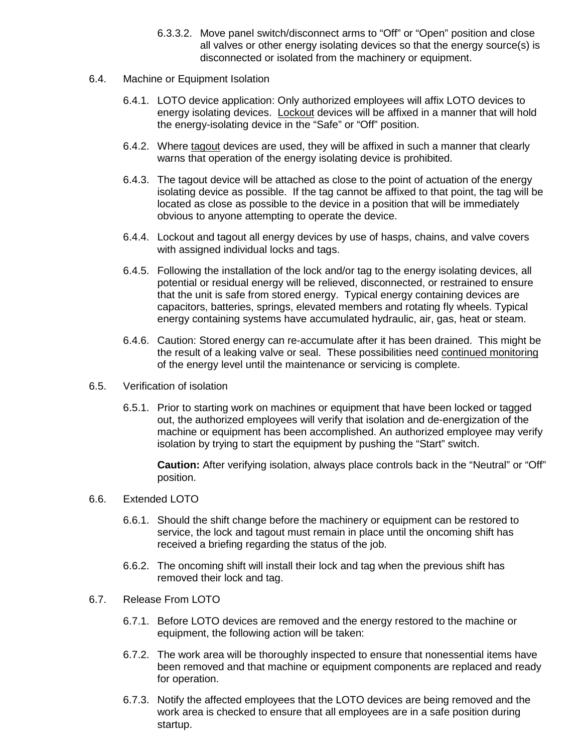6.3.3.2. Move panel switch/disconnect arms to "Off" or "Open" position and close all valves or other energy isolating devices so that the energy source(s) is disconnected or isolated from the machinery or equipment.

6.4. Machine or Equipment Isolation

6.4.1. LOTO device application: Only authorized employees will affix LOTO devices to energy isolating devices. <u>Lockout</u> devices will be affixed in a manner that will hold the energy-isolating device in the "Safe" or "Off" position.

6.4.2. Where <u>tagout</u> devices are used, they will be affixed in such a manner that clearly warns that operation of the energy isolating device is prohibited.

6.4.3. The tagout device will be attached as close to the point of actuation of the energy isolating device as possible. If the tag cannot be affixed to that point, the tag will be located as close as possible to the device in a position that will be immediately obvious to anyone attempting to operate the device.

6.4.4. Lockout and tagout all energy devices by use of hasps, chains, and valve covers with assigned individual locks and tags.

6.4.5. Following the installation of the lock and/or tag to the energy isolating devices, all potential or residual energy will be relieved, disconnected, or restrained to ensure that the unit is safe from stored energy. Typical energy containing devices are capacitors, batteries, springs, elevated members and rotating fly wheels. Typical energy containing systems have accumulated hydraulic, air, gas, heat or steam.

6.4.6. Caution: Stored energy can re-accumulate after it has been drained. This might be the result of a leaking valve or seal. These possibilities need <u>continued monitoring</u> of the energy level until the maintenance or servicing is complete.

6.5. Verification of isolation

6.5.1. Prior to starting work on machines or equipment that have been locked or tagged out, the authorized employees will verify that isolation and de-energization of the machine or equipment has been accomplished. An authorized employee may verify isolation by trying to start the equipment by pushing the "Start" switch.

**Caution:** After verifying isolation, always place controls back in the "Neutral" or "Off" position.

6.6. Extended LOTO

6.6.1. Should the shift change before the machinery or equipment can be restored to service, the lock and tagout must remain in place until the oncoming shift has received a briefing regarding the status of the job.

6.6.2. The oncoming shift will install their lock and tag when the previous shift has removed their lock and tag.

6.7. Release From LOTO

6.7.1. Before LOTO devices are removed and the energy restored to the machine or equipment, the following action will be taken:

6.7.2. The work area will be thoroughly inspected to ensure that nonessential items have been removed and that machine or equipment components are replaced and ready for operation.

6.7.3. Notify the affected employees that the LOTO devices are being removed and the work area is checked to ensure that all employees are in a safe position during startup.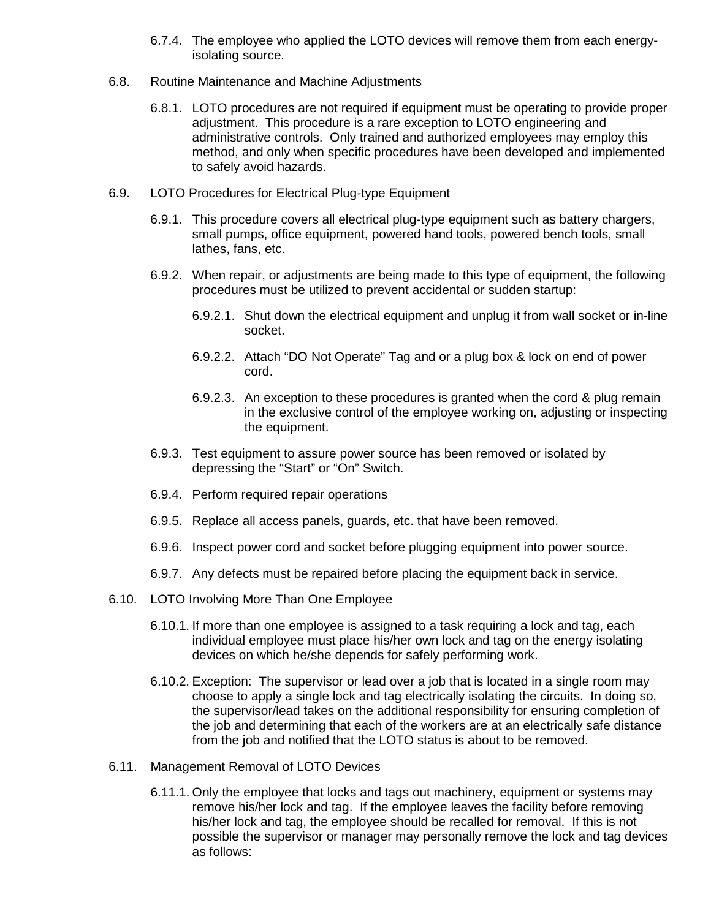6.7.4. The employee who applied the LOTO devices will remove them from each energy-isolating source.

6.8. Routine Maintenance and Machine Adjustments

6.8.1. LOTO procedures are not required if equipment must be operating to provide proper adjustment. This procedure is a rare exception to LOTO engineering and administrative controls. Only trained and authorized employees may employ this method, and only when specific procedures have been developed and implemented to safely avoid hazards.

6.9. LOTO Procedures for Electrical Plug-type Equipment

6.9.1. This procedure covers all electrical plug-type equipment such as battery chargers, small pumps, office equipment, powered hand tools, powered bench tools, small lathes, fans, etc.

6.9.2. When repair, or adjustments are being made to this type of equipment, the following procedures must be utilized to prevent accidental or sudden startup:

6.9.2.1. Shut down the electrical equipment and unplug it from wall socket or in-line socket.

6.9.2.2. Attach “DO Not Operate” Tag and or a plug box & lock on end of power cord.

6.9.2.3. An exception to these procedures is granted when the cord & plug remain in the exclusive control of the employee working on, adjusting or inspecting the equipment.

6.9.3. Test equipment to assure power source has been removed or isolated by depressing the “Start” or “On” Switch.

6.9.4. Perform required repair operations

6.9.5. Replace all access panels, guards, etc. that have been removed.

6.9.6. Inspect power cord and socket before plugging equipment into power source.

6.9.7. Any defects must be repaired before placing the equipment back in service.

6.10. LOTO Involving More Than One Employee

6.10.1. If more than one employee is assigned to a task requiring a lock and tag, each individual employee must place his/her own lock and tag on the energy isolating devices on which he/she depends for safely performing work.

6.10.2. Exception: The supervisor or lead over a job that is located in a single room may choose to apply a single lock and tag electrically isolating the circuits. In doing so, the supervisor/lead takes on the additional responsibility for ensuring completion of the job and determining that each of the workers are at an electrically safe distance from the job and notified that the LOTO status is about to be removed.

6.11. Management Removal of LOTO Devices

6.11.1. Only the employee that locks and tags out machinery, equipment or systems may remove his/her lock and tag. If the employee leaves the facility before removing his/her lock and tag, the employee should be recalled for removal. If this is not possible the supervisor or manager may personally remove the lock and tag devices as follows: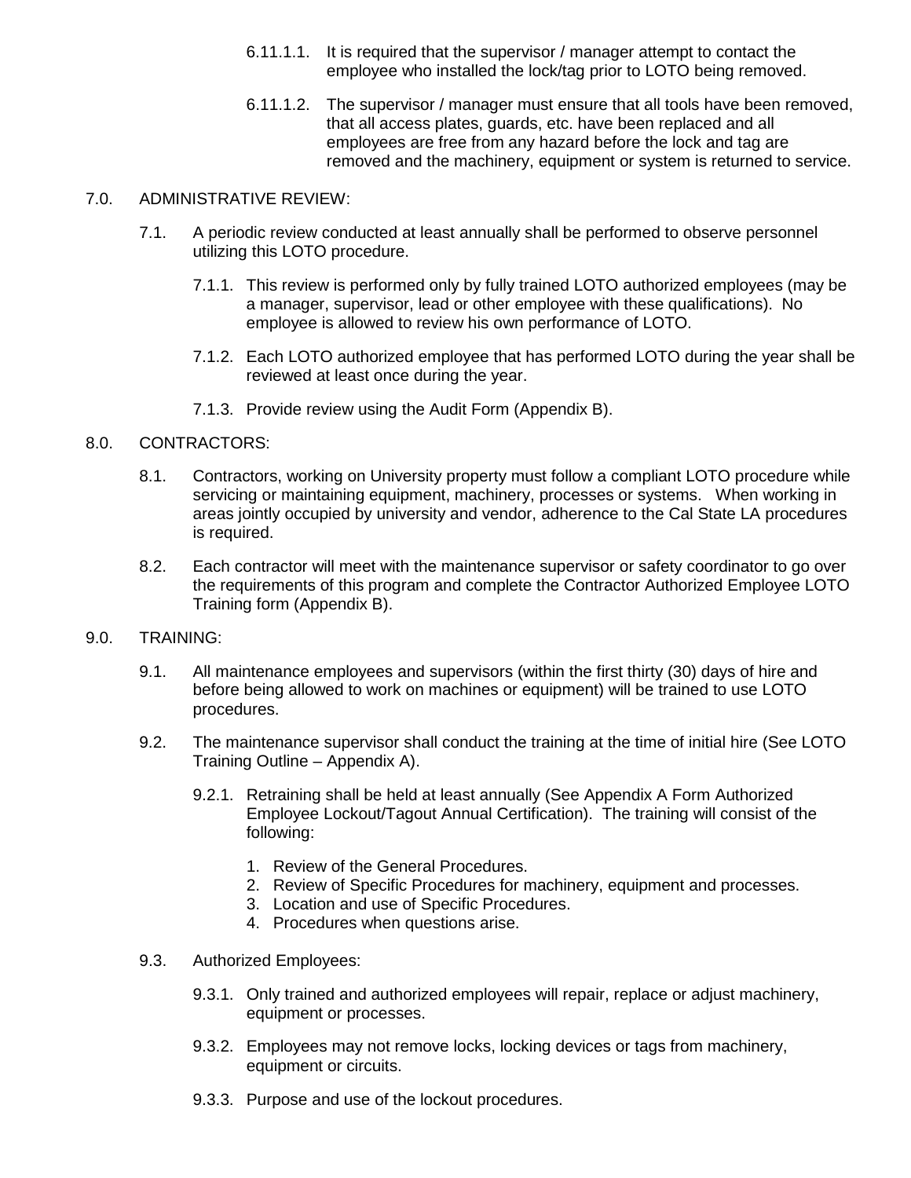6.11.1.1. It is required that the supervisor / manager attempt to contact the employee who installed the lock/tag prior to LOTO being removed.

6.11.1.2. The supervisor / manager must ensure that all tools have been removed, that all access plates, guards, etc. have been replaced and all employees are free from any hazard before the lock and tag are removed and the machinery, equipment or system is returned to service.

## 7.0. ADMINISTRATIVE REVIEW:

7.1. A periodic review conducted at least annually shall be performed to observe personnel utilizing this LOTO procedure.

7.1.1. This review is performed only by fully trained LOTO authorized employees (may be a manager, supervisor, lead or other employee with these qualifications). No employee is allowed to review his own performance of LOTO.

7.1.2. Each LOTO authorized employee that has performed LOTO during the year shall be reviewed at least once during the year.

7.1.3. Provide review using the Audit Form (Appendix B).

## 8.0. CONTRACTORS:

8.1. Contractors, working on University property must follow a compliant LOTO procedure while servicing or maintaining equipment, machinery, processes or systems. When working in areas jointly occupied by university and vendor, adherence to the Cal State LA procedures is required.

8.2. Each contractor will meet with the maintenance supervisor or safety coordinator to go over the requirements of this program and complete the Contractor Authorized Employee LOTO Training form (Appendix B).

## 9.0. TRAINING:

9.1. All maintenance employees and supervisors (within the first thirty (30) days of hire and before being allowed to work on machines or equipment) will be trained to use LOTO procedures.

9.2. The maintenance supervisor shall conduct the training at the time of initial hire (See LOTO Training Outline – Appendix A).

9.2.1. Retraining shall be held at least annually (See Appendix A Form Authorized Employee Lockout/Tagout Annual Certification). The training will consist of the following:

1. Review of the General Procedures.
2. Review of Specific Procedures for machinery, equipment and processes.
3. Location and use of Specific Procedures.
4. Procedures when questions arise.

9.3. Authorized Employees:

9.3.1. Only trained and authorized employees will repair, replace or adjust machinery, equipment or processes.

9.3.2. Employees may not remove locks, locking devices or tags from machinery, equipment or circuits.

9.3.3. Purpose and use of the lockout procedures.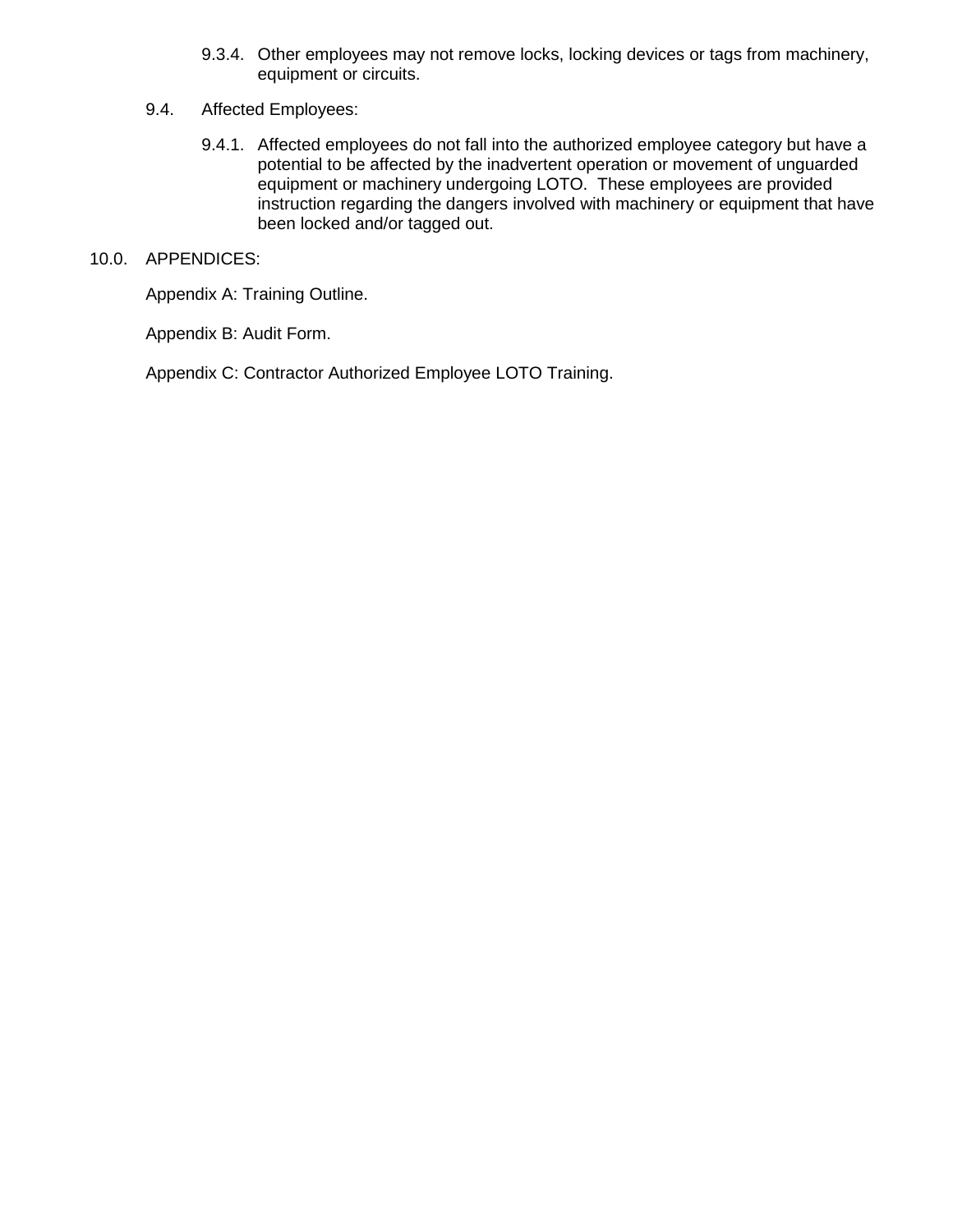9.3.4. Other employees may not remove locks, locking devices or tags from machinery, equipment or circuits.

9.4. Affected Employees:

9.4.1. Affected employees do not fall into the authorized employee category but have a potential to be affected by the inadvertent operation or movement of unguarded equipment or machinery undergoing LOTO. These employees are provided instruction regarding the dangers involved with machinery or equipment that have been locked and/or tagged out.

10.0. APPENDICES:

Appendix A: Training Outline.

Appendix B: Audit Form.

Appendix C: Contractor Authorized Employee LOTO Training.